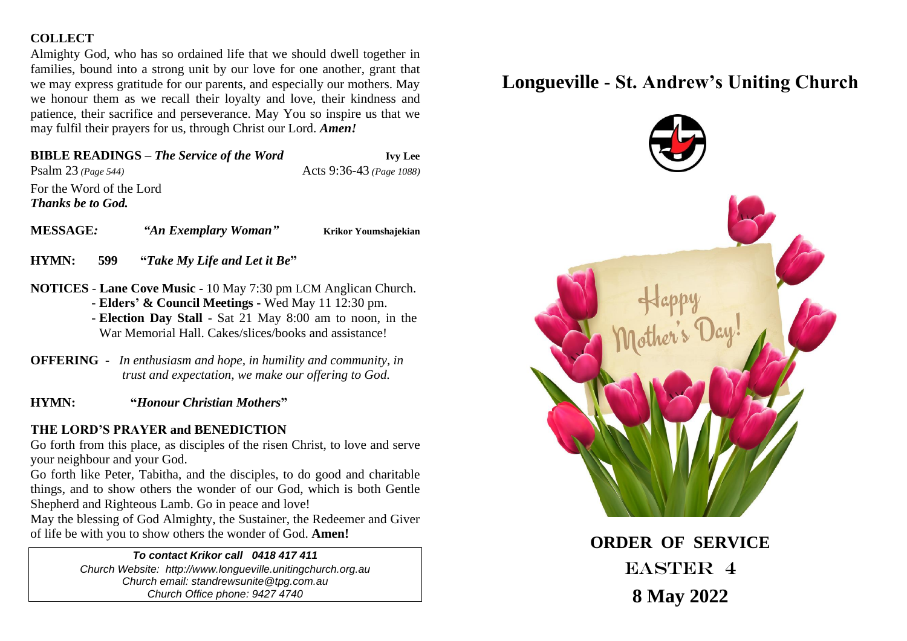## COLLECT

Almighty God, who has so ordained life that we should dwell together in families, bound into a strong unit by our love for one another, grant that we may express gratitude for our parents, and especially our mothers. May we honour them as we recall their loyalty and love, their kindness and patience, their sacrifice and perseverance. May You so inspire us that we may fulfil their prayers for us, through Christ our Lord. ***Amen!***

**BIBLE READINGS –** ***The Service of the Word*** **Ivy Lee**

Psalm 23 *(Page 544)* Acts 9:36-43 *(Page 1088)*

For the Word of the Lord
***Thanks be to God.***

**MESSAGE:** ***"An Exemplary Woman"*** **Krikor Youmshajekian**

**HYMN: 599 "*****Take My Life and Let it Be*****"**

**NOTICES** - **Lane Cove Music** - 10 May 7:30 pm LCM Anglican Church.
- **Elders' & Council Meetings** - Wed May 11 12:30 pm.
- **Election Day Stall** - Sat 21 May 8:00 am to noon, in the War Memorial Hall. Cakes/slices/books and assistance!

**OFFERING** - *In enthusiasm and hope, in humility and community, in trust and expectation, we make our offering to God.*

**HYMN: "*****Honour Christian Mothers*****"**

## THE LORD'S PRAYER and BENEDICTION

Go forth from this place, as disciples of the risen Christ, to love and serve your neighbour and your God.

Go forth like Peter, Tabitha, and the disciples, to do good and charitable things, and to show others the wonder of our God, which is both Gentle Shepherd and Righteous Lamb. Go in peace and love!

May the blessing of God Almighty, the Sustainer, the Redeemer and Giver of life be with you to show others the wonder of God. **Amen!**

***To contact Krikor call 0418 417 411***
*Church Website: http://www.longueville.unitingchurch.org.au*
*Church email: standrewsunite@tpg.com.au*
*Church Office phone: 9427 4740*

# Longueville - St. Andrew's Uniting Church

Happy Mother's Day!

## ORDER OF SERVICE

## EASTER 4

## 8 May 2022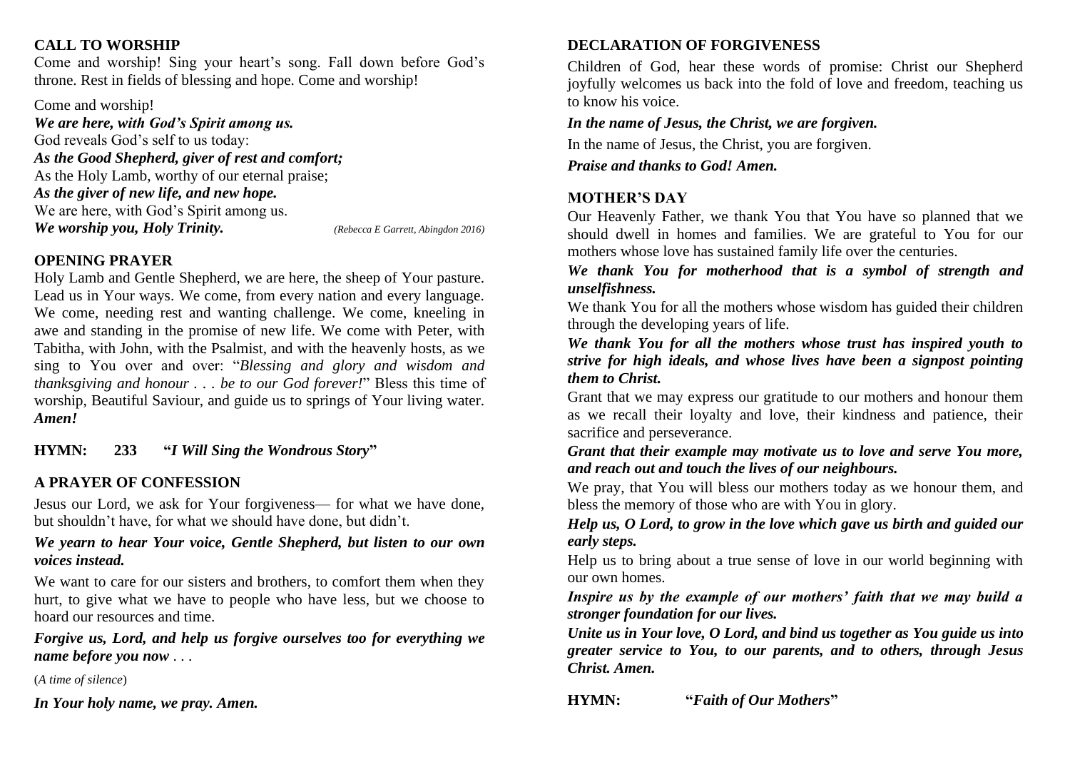## CALL TO WORSHIP

Come and worship! Sing your heart's song. Fall down before God's throne. Rest in fields of blessing and hope. Come and worship!

Come and worship!
***We are here, with God's Spirit among us.***
God reveals God's self to us today:
***As the Good Shepherd, giver of rest and comfort;***
As the Holy Lamb, worthy of our eternal praise;
***As the giver of new life, and new hope.***
We are here, with God's Spirit among us.
***We worship you, Holy Trinity.*** *(Rebecca E Garrett, Abingdon 2016)*

## OPENING PRAYER

Holy Lamb and Gentle Shepherd, we are here, the sheep of Your pasture. Lead us in Your ways. We come, from every nation and every language. We come, needing rest and wanting challenge. We come, kneeling in awe and standing in the promise of new life. We come with Peter, with Tabitha, with John, with the Psalmist, and with the heavenly hosts, as we sing to You over and over: "*Blessing and glory and wisdom and thanksgiving and honour . . . be to our God forever!*" Bless this time of worship, Beautiful Saviour, and guide us to springs of Your living water. ***Amen!***

**HYMN: 233 "*I Will Sing the Wondrous Story*"**

## A PRAYER OF CONFESSION

Jesus our Lord, we ask for Your forgiveness— for what we have done, but shouldn't have, for what we should have done, but didn't.

***We yearn to hear Your voice, Gentle Shepherd, but listen to our own voices instead.***

We want to care for our sisters and brothers, to comfort them when they hurt, to give what we have to people who have less, but we choose to hoard our resources and time.

***Forgive us, Lord, and help us forgive ourselves too for everything we name before you now . . .***

(*A time of silence*)

***In Your holy name, we pray. Amen.***

## DECLARATION OF FORGIVENESS

Children of God, hear these words of promise: Christ our Shepherd joyfully welcomes us back into the fold of love and freedom, teaching us to know his voice.

***In the name of Jesus, the Christ, we are forgiven.***

In the name of Jesus, the Christ, you are forgiven.

***Praise and thanks to God! Amen.***

## MOTHER'S DAY

Our Heavenly Father, we thank You that You have so planned that we should dwell in homes and families. We are grateful to You for our mothers whose love has sustained family life over the centuries.

***We thank You for motherhood that is a symbol of strength and unselfishness.***

We thank You for all the mothers whose wisdom has guided their children through the developing years of life.

***We thank You for all the mothers whose trust has inspired youth to strive for high ideals, and whose lives have been a signpost pointing them to Christ.***

Grant that we may express our gratitude to our mothers and honour them as we recall their loyalty and love, their kindness and patience, their sacrifice and perseverance.

***Grant that their example may motivate us to love and serve You more, and reach out and touch the lives of our neighbours.***

We pray, that You will bless our mothers today as we honour them, and bless the memory of those who are with You in glory.

***Help us, O Lord, to grow in the love which gave us birth and guided our early steps.***

Help us to bring about a true sense of love in our world beginning with our own homes.

***Inspire us by the example of our mothers' faith that we may build a stronger foundation for our lives.***

***Unite us in Your love, O Lord, and bind us together as You guide us into greater service to You, to our parents, and to others, through Jesus Christ. Amen.***

**HYMN: "*Faith of Our Mothers*"**